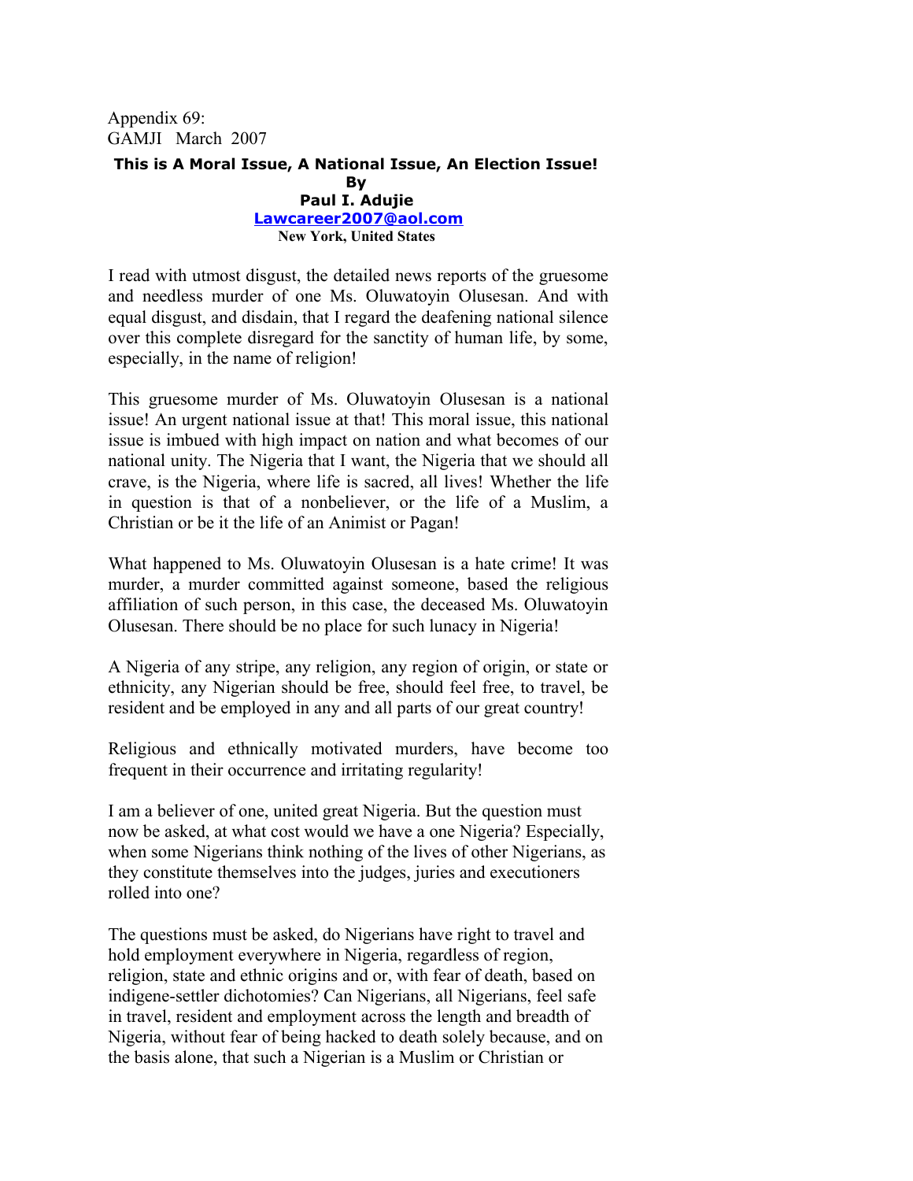Appendix 69:
GAMJI March 2007

**This is A Moral Issue, A National Issue, An Election Issue!**
**By**
**Paul I. Adujie**
**Lawcareer2007@aol.com**
**New York, United States**

I read with utmost disgust, the detailed news reports of the gruesome and needless murder of one Ms. Oluwatoyin Olusesan. And with equal disgust, and disdain, that I regard the deafening national silence over this complete disregard for the sanctity of human life, by some, especially, in the name of religion!

This gruesome murder of Ms. Oluwatoyin Olusesan is a national issue! An urgent national issue at that! This moral issue, this national issue is imbued with high impact on nation and what becomes of our national unity. The Nigeria that I want, the Nigeria that we should all crave, is the Nigeria, where life is sacred, all lives! Whether the life in question is that of a nonbeliever, or the life of a Muslim, a Christian or be it the life of an Animist or Pagan!

What happened to Ms. Oluwatoyin Olusesan is a hate crime! It was murder, a murder committed against someone, based the religious affiliation of such person, in this case, the deceased Ms. Oluwatoyin Olusesan. There should be no place for such lunacy in Nigeria!

A Nigeria of any stripe, any religion, any region of origin, or state or ethnicity, any Nigerian should be free, should feel free, to travel, be resident and be employed in any and all parts of our great country!

Religious and ethnically motivated murders, have become too frequent in their occurrence and irritating regularity!

I am a believer of one, united great Nigeria. But the question must now be asked, at what cost would we have a one Nigeria? Especially, when some Nigerians think nothing of the lives of other Nigerians, as they constitute themselves into the judges, juries and executioners rolled into one?

The questions must be asked, do Nigerians have right to travel and hold employment everywhere in Nigeria, regardless of region, religion, state and ethnic origins and or, with fear of death, based on indigene-settler dichotomies? Can Nigerians, all Nigerians, feel safe in travel, resident and employment across the length and breadth of Nigeria, without fear of being hacked to death solely because, and on the basis alone, that such a Nigerian is a Muslim or Christian or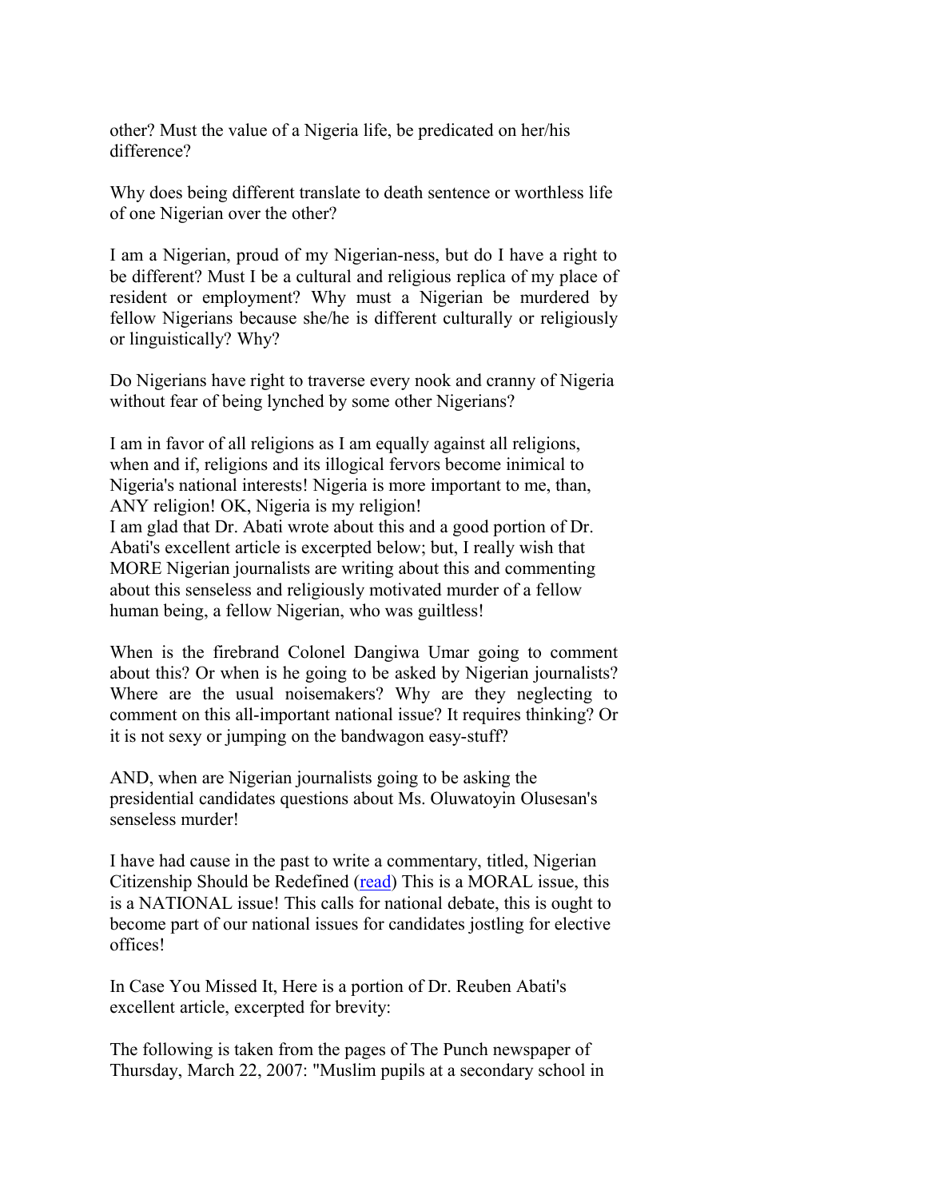other? Must the value of a Nigeria life, be predicated on her/his difference?

Why does being different translate to death sentence or worthless life of one Nigerian over the other?

I am a Nigerian, proud of my Nigerian-ness, but do I have a right to be different? Must I be a cultural and religious replica of my place of resident or employment? Why must a Nigerian be murdered by fellow Nigerians because she/he is different culturally or religiously or linguistically? Why?

Do Nigerians have right to traverse every nook and cranny of Nigeria without fear of being lynched by some other Nigerians?

I am in favor of all religions as I am equally against all religions, when and if, religions and its illogical fervors become inimical to Nigeria's national interests! Nigeria is more important to me, than, ANY religion! OK, Nigeria is my religion!
I am glad that Dr. Abati wrote about this and a good portion of Dr. Abati's excellent article is excerpted below; but, I really wish that MORE Nigerian journalists are writing about this and commenting about this senseless and religiously motivated murder of a fellow human being, a fellow Nigerian, who was guiltless!

When is the firebrand Colonel Dangiwa Umar going to comment about this? Or when is he going to be asked by Nigerian journalists? Where are the usual noisemakers? Why are they neglecting to comment on this all-important national issue? It requires thinking? Or it is not sexy or jumping on the bandwagon easy-stuff?

AND, when are Nigerian journalists going to be asking the presidential candidates questions about Ms. Oluwatoyin Olusesan's senseless murder!

I have had cause in the past to write a commentary, titled, Nigerian Citizenship Should be Redefined (read) This is a MORAL issue, this is a NATIONAL issue! This calls for national debate, this is ought to become part of our national issues for candidates jostling for elective offices!

In Case You Missed It, Here is a portion of Dr. Reuben Abati's excellent article, excerpted for brevity:

The following is taken from the pages of The Punch newspaper of Thursday, March 22, 2007: "Muslim pupils at a secondary school in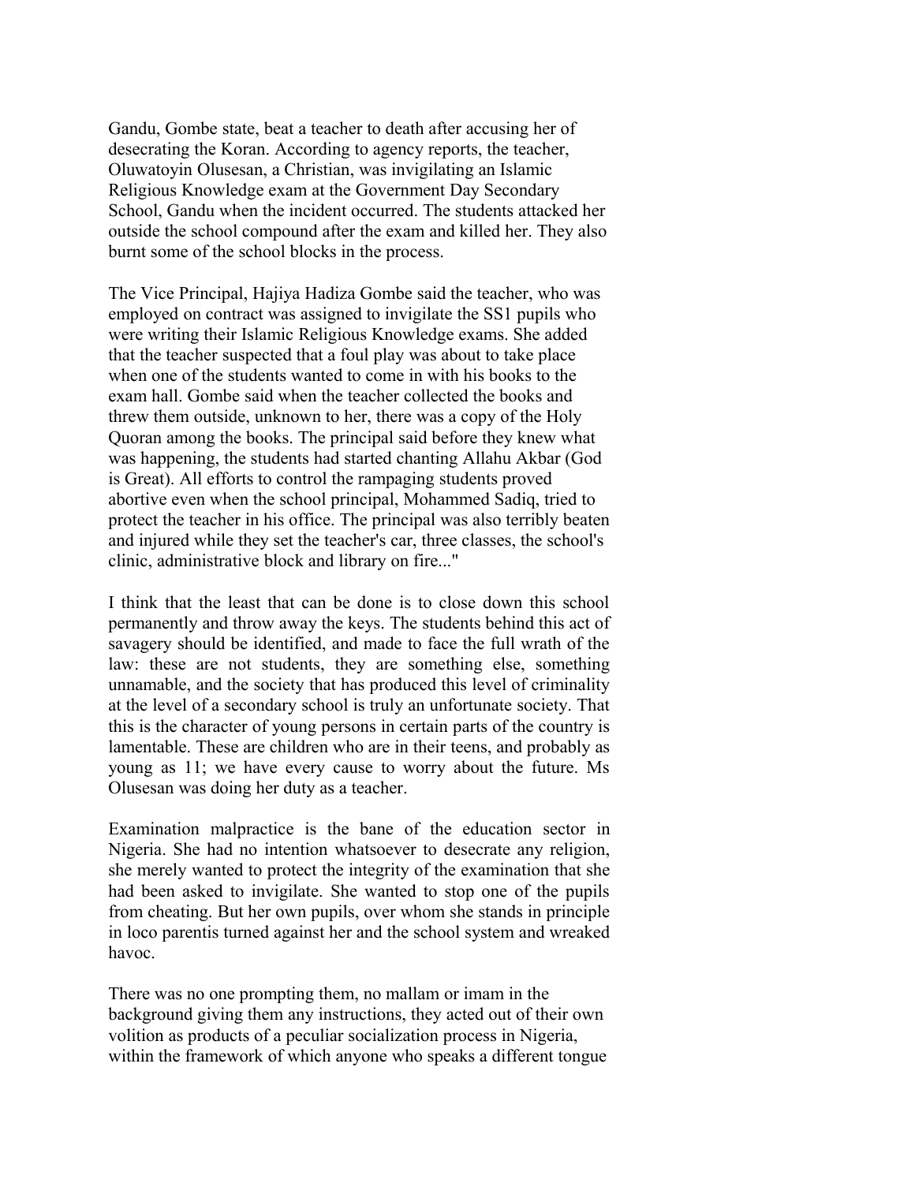Gandu, Gombe state, beat a teacher to death after accusing her of desecrating the Koran. According to agency reports, the teacher, Oluwatoyin Olusesan, a Christian, was invigilating an Islamic Religious Knowledge exam at the Government Day Secondary School, Gandu when the incident occurred. The students attacked her outside the school compound after the exam and killed her. They also burnt some of the school blocks in the process.

The Vice Principal, Hajiya Hadiza Gombe said the teacher, who was employed on contract was assigned to invigilate the SS1 pupils who were writing their Islamic Religious Knowledge exams. She added that the teacher suspected that a foul play was about to take place when one of the students wanted to come in with his books to the exam hall. Gombe said when the teacher collected the books and threw them outside, unknown to her, there was a copy of the Holy Quoran among the books. The principal said before they knew what was happening, the students had started chanting Allahu Akbar (God is Great). All efforts to control the rampaging students proved abortive even when the school principal, Mohammed Sadiq, tried to protect the teacher in his office. The principal was also terribly beaten and injured while they set the teacher's car, three classes, the school's clinic, administrative block and library on fire..."

I think that the least that can be done is to close down this school permanently and throw away the keys. The students behind this act of savagery should be identified, and made to face the full wrath of the law: these are not students, they are something else, something unnamable, and the society that has produced this level of criminality at the level of a secondary school is truly an unfortunate society. That this is the character of young persons in certain parts of the country is lamentable. These are children who are in their teens, and probably as young as 11; we have every cause to worry about the future. Ms Olusesan was doing her duty as a teacher.

Examination malpractice is the bane of the education sector in Nigeria. She had no intention whatsoever to desecrate any religion, she merely wanted to protect the integrity of the examination that she had been asked to invigilate. She wanted to stop one of the pupils from cheating. But her own pupils, over whom she stands in principle in loco parentis turned against her and the school system and wreaked havoc.

There was no one prompting them, no mallam or imam in the background giving them any instructions, they acted out of their own volition as products of a peculiar socialization process in Nigeria, within the framework of which anyone who speaks a different tongue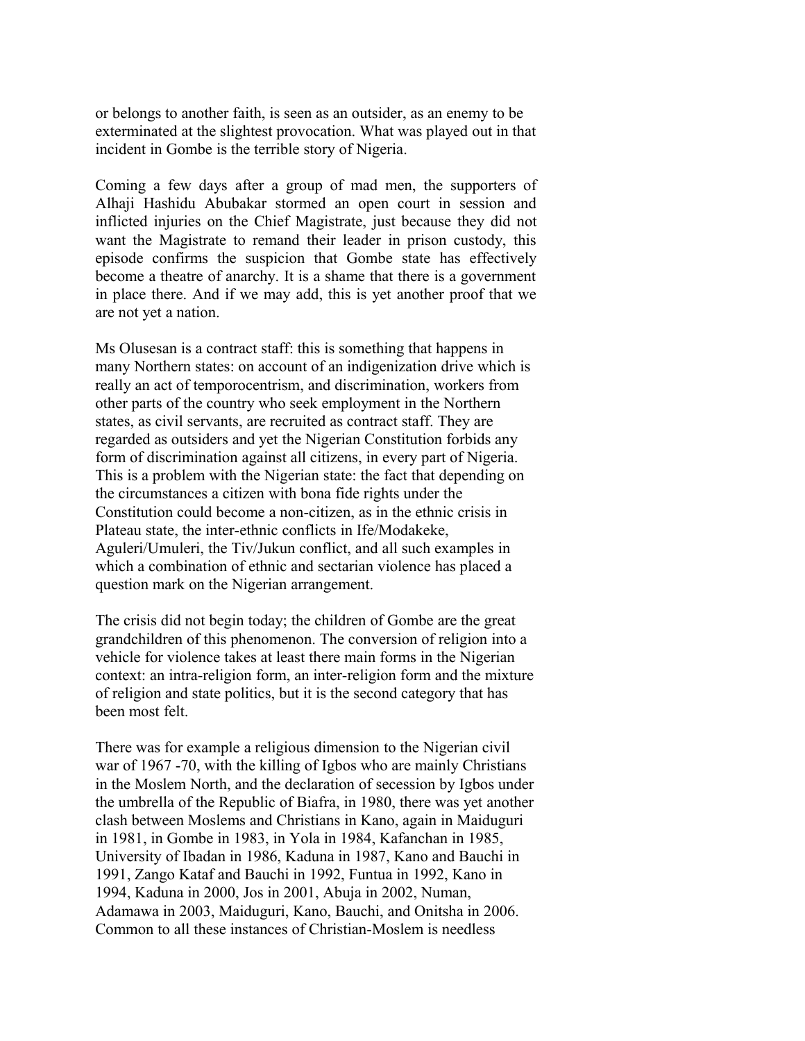or belongs to another faith, is seen as an outsider, as an enemy to be exterminated at the slightest provocation. What was played out in that incident in Gombe is the terrible story of Nigeria.

Coming a few days after a group of mad men, the supporters of Alhaji Hashidu Abubakar stormed an open court in session and inflicted injuries on the Chief Magistrate, just because they did not want the Magistrate to remand their leader in prison custody, this episode confirms the suspicion that Gombe state has effectively become a theatre of anarchy. It is a shame that there is a government in place there. And if we may add, this is yet another proof that we are not yet a nation.

Ms Olusesan is a contract staff: this is something that happens in many Northern states: on account of an indigenization drive which is really an act of temporocentrism, and discrimination, workers from other parts of the country who seek employment in the Northern states, as civil servants, are recruited as contract staff. They are regarded as outsiders and yet the Nigerian Constitution forbids any form of discrimination against all citizens, in every part of Nigeria. This is a problem with the Nigerian state: the fact that depending on the circumstances a citizen with bona fide rights under the Constitution could become a non-citizen, as in the ethnic crisis in Plateau state, the inter-ethnic conflicts in Ife/Modakeke, Aguleri/Umuleri, the Tiv/Jukun conflict, and all such examples in which a combination of ethnic and sectarian violence has placed a question mark on the Nigerian arrangement.

The crisis did not begin today; the children of Gombe are the great grandchildren of this phenomenon. The conversion of religion into a vehicle for violence takes at least there main forms in the Nigerian context: an intra-religion form, an inter-religion form and the mixture of religion and state politics, but it is the second category that has been most felt.

There was for example a religious dimension to the Nigerian civil war of 1967 -70, with the killing of Igbos who are mainly Christians in the Moslem North, and the declaration of secession by Igbos under the umbrella of the Republic of Biafra, in 1980, there was yet another clash between Moslems and Christians in Kano, again in Maiduguri in 1981, in Gombe in 1983, in Yola in 1984, Kafanchan in 1985, University of Ibadan in 1986, Kaduna in 1987, Kano and Bauchi in 1991, Zango Kataf and Bauchi in 1992, Funtua in 1992, Kano in 1994, Kaduna in 2000, Jos in 2001, Abuja in 2002, Numan, Adamawa in 2003, Maiduguri, Kano, Bauchi, and Onitsha in 2006. Common to all these instances of Christian-Moslem is needless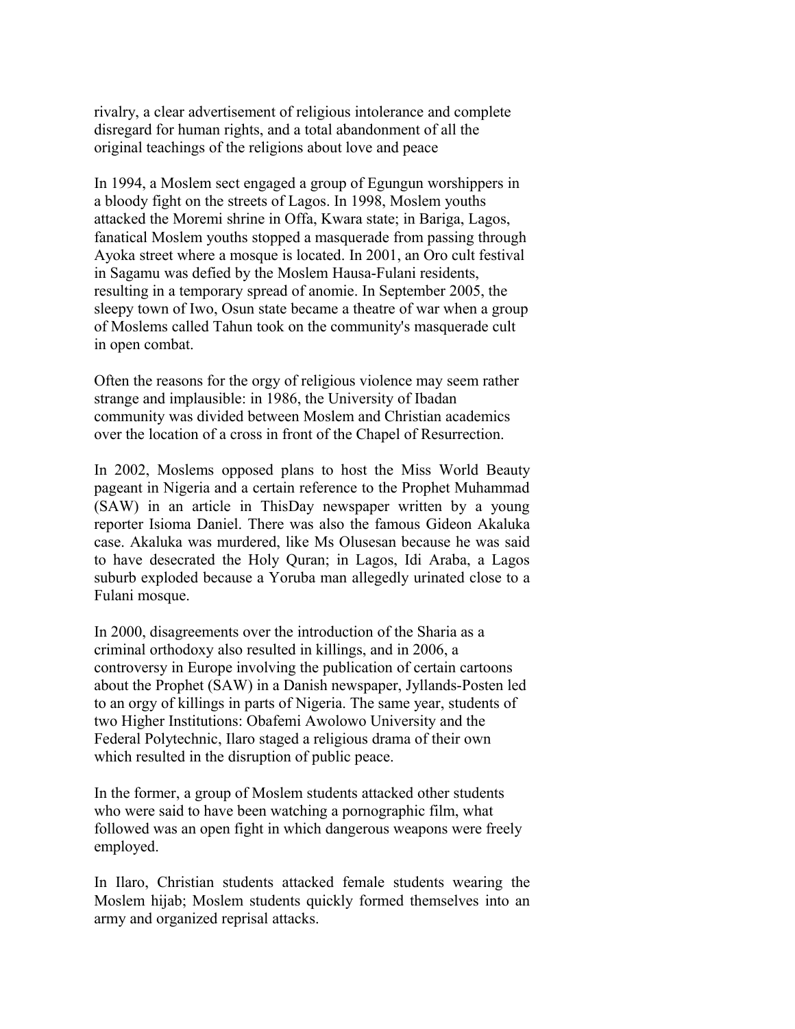rivalry, a clear advertisement of religious intolerance and complete disregard for human rights, and a total abandonment of all the original teachings of the religions about love and peace

In 1994, a Moslem sect engaged a group of Egungun worshippers in a bloody fight on the streets of Lagos. In 1998, Moslem youths attacked the Moremi shrine in Offa, Kwara state; in Bariga, Lagos, fanatical Moslem youths stopped a masquerade from passing through Ayoka street where a mosque is located. In 2001, an Oro cult festival in Sagamu was defied by the Moslem Hausa-Fulani residents, resulting in a temporary spread of anomie. In September 2005, the sleepy town of Iwo, Osun state became a theatre of war when a group of Moslems called Tahun took on the community's masquerade cult in open combat.

Often the reasons for the orgy of religious violence may seem rather strange and implausible: in 1986, the University of Ibadan community was divided between Moslem and Christian academics over the location of a cross in front of the Chapel of Resurrection.

In 2002, Moslems opposed plans to host the Miss World Beauty pageant in Nigeria and a certain reference to the Prophet Muhammad (SAW) in an article in ThisDay newspaper written by a young reporter Isioma Daniel. There was also the famous Gideon Akaluka case. Akaluka was murdered, like Ms Olusesan because he was said to have desecrated the Holy Quran; in Lagos, Idi Araba, a Lagos suburb exploded because a Yoruba man allegedly urinated close to a Fulani mosque.

In 2000, disagreements over the introduction of the Sharia as a criminal orthodoxy also resulted in killings, and in 2006, a controversy in Europe involving the publication of certain cartoons about the Prophet (SAW) in a Danish newspaper, Jyllands-Posten led to an orgy of killings in parts of Nigeria. The same year, students of two Higher Institutions: Obafemi Awolowo University and the Federal Polytechnic, Ilaro staged a religious drama of their own which resulted in the disruption of public peace.

In the former, a group of Moslem students attacked other students who were said to have been watching a pornographic film, what followed was an open fight in which dangerous weapons were freely employed.

In Ilaro, Christian students attacked female students wearing the Moslem hijab; Moslem students quickly formed themselves into an army and organized reprisal attacks.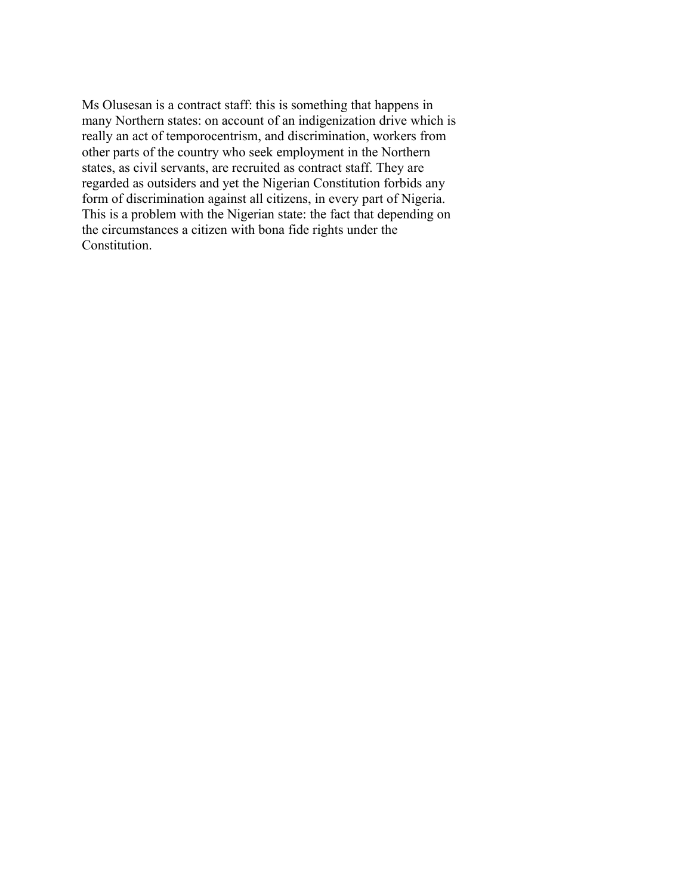Ms Olusesan is a contract staff: this is something that happens in many Northern states: on account of an indigenization drive which is really an act of temporocentrism, and discrimination, workers from other parts of the country who seek employment in the Northern states, as civil servants, are recruited as contract staff. They are regarded as outsiders and yet the Nigerian Constitution forbids any form of discrimination against all citizens, in every part of Nigeria. This is a problem with the Nigerian state: the fact that depending on the circumstances a citizen with bona fide rights under the Constitution.